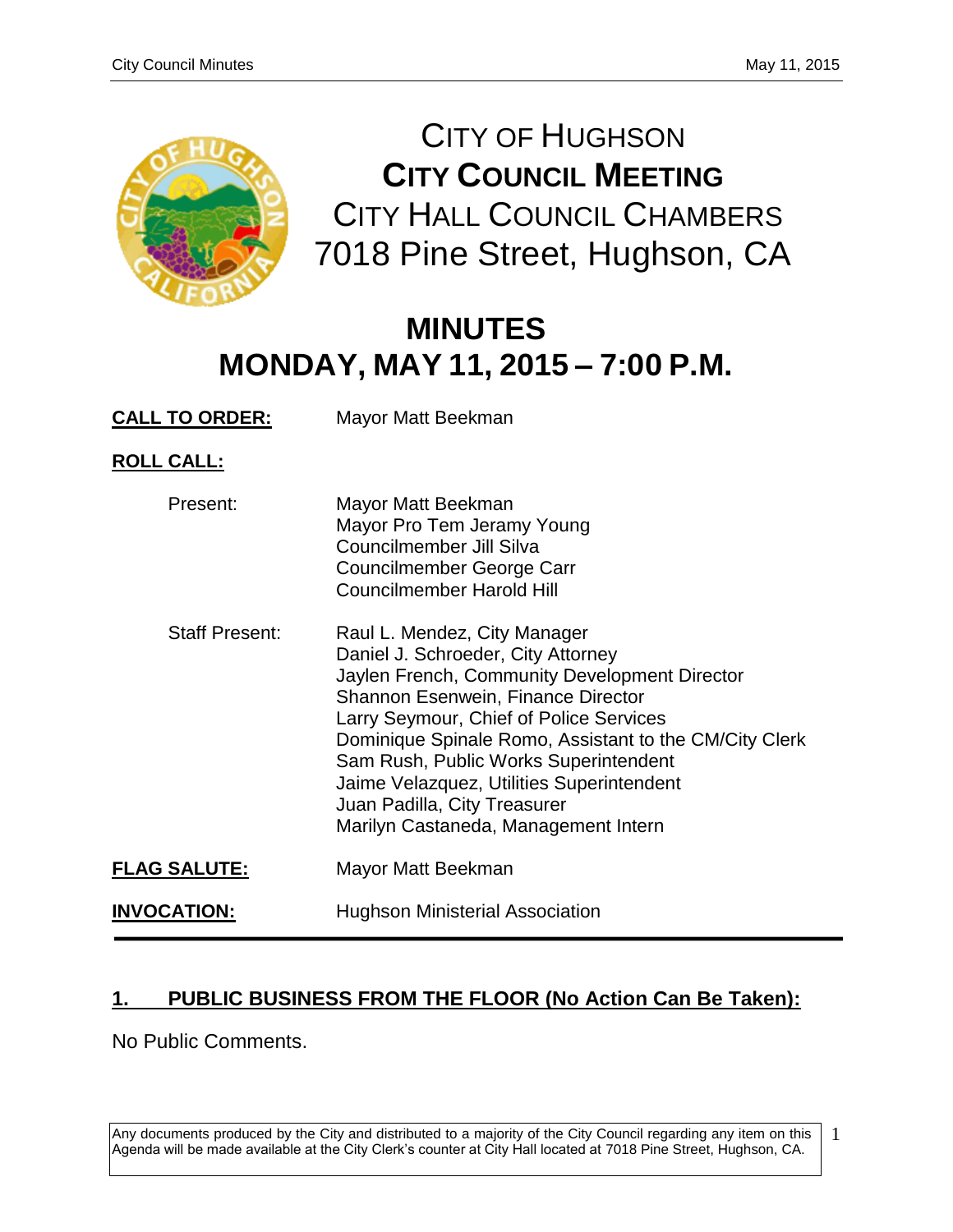# CITY OF HUGHSON
## CITY COUNCIL MEETING
### CITY HALL COUNCIL CHAMBERS
### 7018 Pine Street, Hughson, CA

# MINUTES
# MONDAY, MAY 11, 2015 – 7:00 P.M.

**CALL TO ORDER:** Mayor Matt Beekman

**ROLL CALL:**

Present:
- Mayor Matt Beekman
- Mayor Pro Tem Jeramy Young
- Councilmember Jill Silva
- Councilmember George Carr
- Councilmember Harold Hill

Staff Present:
- Raul L. Mendez, City Manager
- Daniel J. Schroeder, City Attorney
- Jaylen French, Community Development Director
- Shannon Esenwein, Finance Director
- Larry Seymour, Chief of Police Services
- Dominique Spinale Romo, Assistant to the CM/City Clerk
- Sam Rush, Public Works Superintendent
- Jaime Velazquez, Utilities Superintendent
- Juan Padilla, City Treasurer
- Marilyn Castaneda, Management Intern

**FLAG SALUTE:** Mayor Matt Beekman

**INVOCATION:** Hughson Ministerial Association

---

## 1. PUBLIC BUSINESS FROM THE FLOOR (No Action Can Be Taken):

No Public Comments.

Any documents produced by the City and distributed to a majority of the City Council regarding any item on this Agenda will be made available at the City Clerk's counter at City Hall located at 7018 Pine Street, Hughson, CA.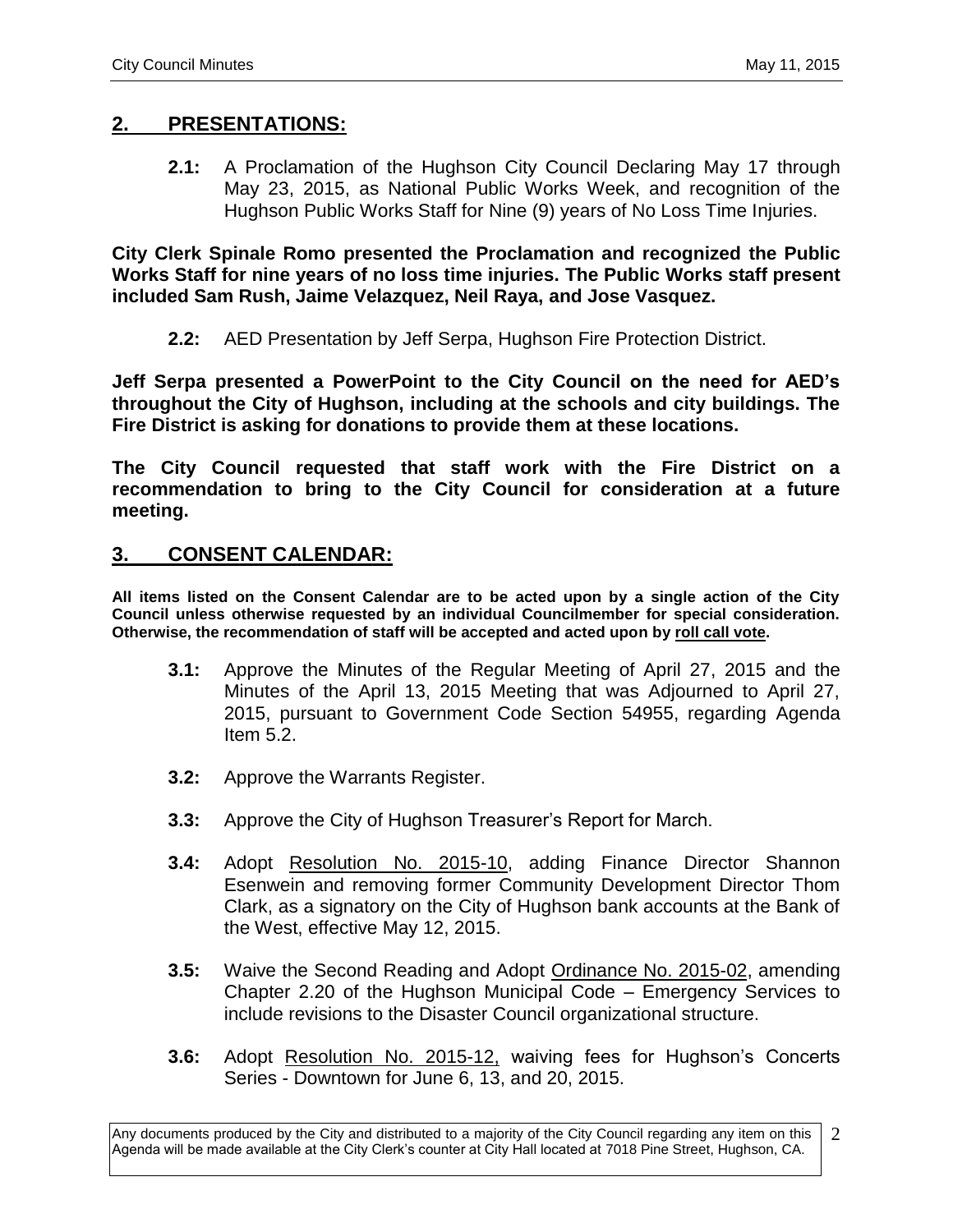## 2. PRESENTATIONS:

**2.1:** A Proclamation of the Hughson City Council Declaring May 17 through May 23, 2015, as National Public Works Week, and recognition of the Hughson Public Works Staff for Nine (9) years of No Loss Time Injuries.

**City Clerk Spinale Romo presented the Proclamation and recognized the Public Works Staff for nine years of no loss time injuries. The Public Works staff present included Sam Rush, Jaime Velazquez, Neil Raya, and Jose Vasquez.**

**2.2:** AED Presentation by Jeff Serpa, Hughson Fire Protection District.

**Jeff Serpa presented a PowerPoint to the City Council on the need for AED's throughout the City of Hughson, including at the schools and city buildings. The Fire District is asking for donations to provide them at these locations.**

**The City Council requested that staff work with the Fire District on a recommendation to bring to the City Council for consideration at a future meeting.**

## 3. CONSENT CALENDAR:

**All items listed on the Consent Calendar are to be acted upon by a single action of the City Council unless otherwise requested by an individual Councilmember for special consideration. Otherwise, the recommendation of staff will be accepted and acted upon by roll call vote.**

**3.1:** Approve the Minutes of the Regular Meeting of April 27, 2015 and the Minutes of the April 13, 2015 Meeting that was Adjourned to April 27, 2015, pursuant to Government Code Section 54955, regarding Agenda Item 5.2.

**3.2:** Approve the Warrants Register.

**3.3:** Approve the City of Hughson Treasurer's Report for March.

**3.4:** Adopt Resolution No. 2015-10, adding Finance Director Shannon Esenwein and removing former Community Development Director Thom Clark, as a signatory on the City of Hughson bank accounts at the Bank of the West, effective May 12, 2015.

**3.5:** Waive the Second Reading and Adopt Ordinance No. 2015-02, amending Chapter 2.20 of the Hughson Municipal Code – Emergency Services to include revisions to the Disaster Council organizational structure.

**3.6:** Adopt Resolution No. 2015-12, waiving fees for Hughson's Concerts Series - Downtown for June 6, 13, and 20, 2015.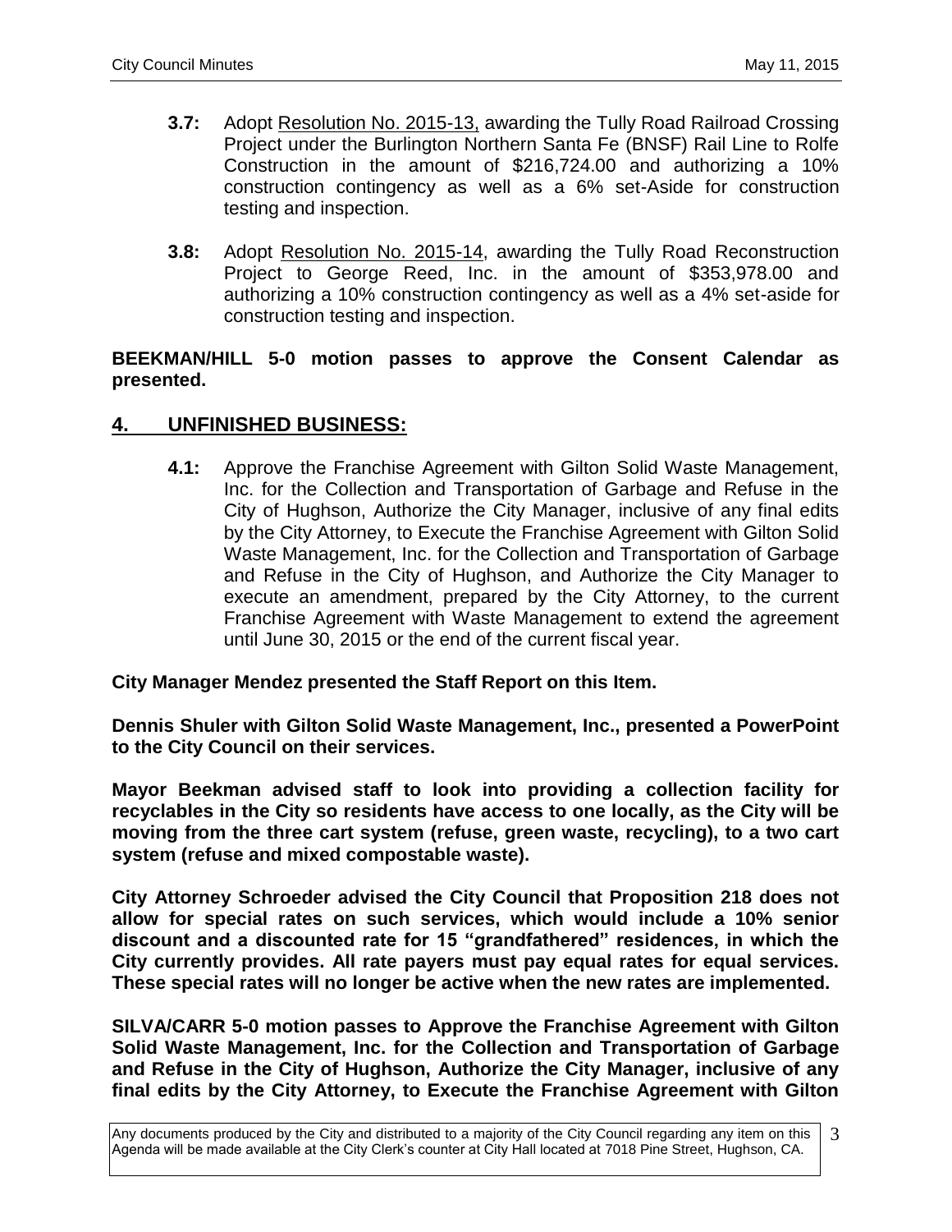**3.7:** Adopt Resolution No. 2015-13, awarding the Tully Road Railroad Crossing Project under the Burlington Northern Santa Fe (BNSF) Rail Line to Rolfe Construction in the amount of $216,724.00 and authorizing a 10% construction contingency as well as a 6% set-Aside for construction testing and inspection.

**3.8:** Adopt Resolution No. 2015-14, awarding the Tully Road Reconstruction Project to George Reed, Inc. in the amount of $353,978.00 and authorizing a 10% construction contingency as well as a 4% set-aside for construction testing and inspection.

**BEEKMAN/HILL 5-0 motion passes to approve the Consent Calendar as presented.**

## 4. UNFINISHED BUSINESS:

**4.1:** Approve the Franchise Agreement with Gilton Solid Waste Management, Inc. for the Collection and Transportation of Garbage and Refuse in the City of Hughson, Authorize the City Manager, inclusive of any final edits by the City Attorney, to Execute the Franchise Agreement with Gilton Solid Waste Management, Inc. for the Collection and Transportation of Garbage and Refuse in the City of Hughson, and Authorize the City Manager to execute an amendment, prepared by the City Attorney, to the current Franchise Agreement with Waste Management to extend the agreement until June 30, 2015 or the end of the current fiscal year.

**City Manager Mendez presented the Staff Report on this Item.**

**Dennis Shuler with Gilton Solid Waste Management, Inc., presented a PowerPoint to the City Council on their services.**

**Mayor Beekman advised staff to look into providing a collection facility for recyclables in the City so residents have access to one locally, as the City will be moving from the three cart system (refuse, green waste, recycling), to a two cart system (refuse and mixed compostable waste).**

**City Attorney Schroeder advised the City Council that Proposition 218 does not allow for special rates on such services, which would include a 10% senior discount and a discounted rate for 15 "grandfathered" residences, in which the City currently provides. All rate payers must pay equal rates for equal services. These special rates will no longer be active when the new rates are implemented.**

**SILVA/CARR 5-0 motion passes to Approve the Franchise Agreement with Gilton Solid Waste Management, Inc. for the Collection and Transportation of Garbage and Refuse in the City of Hughson, Authorize the City Manager, inclusive of any final edits by the City Attorney, to Execute the Franchise Agreement with Gilton**

Any documents produced by the City and distributed to a majority of the City Council regarding any item on this Agenda will be made available at the City Clerk's counter at City Hall located at 7018 Pine Street, Hughson, CA.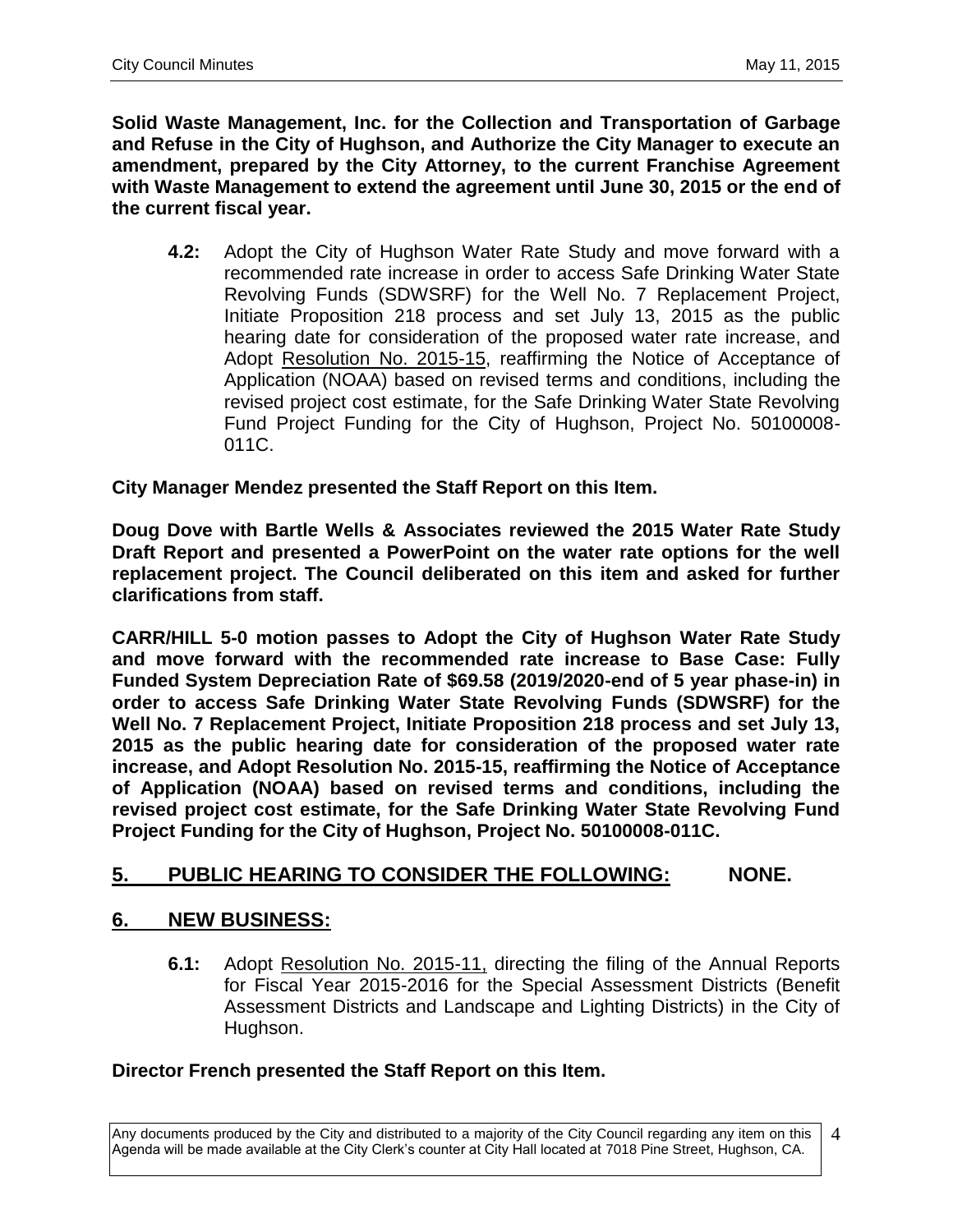**Solid Waste Management, Inc. for the Collection and Transportation of Garbage and Refuse in the City of Hughson, and Authorize the City Manager to execute an amendment, prepared by the City Attorney, to the current Franchise Agreement with Waste Management to extend the agreement until June 30, 2015 or the end of the current fiscal year.**

**4.2:** Adopt the City of Hughson Water Rate Study and move forward with a recommended rate increase in order to access Safe Drinking Water State Revolving Funds (SDWSRF) for the Well No. 7 Replacement Project, Initiate Proposition 218 process and set July 13, 2015 as the public hearing date for consideration of the proposed water rate increase, and Adopt Resolution No. 2015-15, reaffirming the Notice of Acceptance of Application (NOAA) based on revised terms and conditions, including the revised project cost estimate, for the Safe Drinking Water State Revolving Fund Project Funding for the City of Hughson, Project No. 50100008-011C.

**City Manager Mendez presented the Staff Report on this Item.**

**Doug Dove with Bartle Wells & Associates reviewed the 2015 Water Rate Study Draft Report and presented a PowerPoint on the water rate options for the well replacement project. The Council deliberated on this item and asked for further clarifications from staff.**

**CARR/HILL 5-0 motion passes to Adopt the City of Hughson Water Rate Study and move forward with the recommended rate increase to Base Case: Fully Funded System Depreciation Rate of $69.58 (2019/2020-end of 5 year phase-in) in order to access Safe Drinking Water State Revolving Funds (SDWSRF) for the Well No. 7 Replacement Project, Initiate Proposition 218 process and set July 13, 2015 as the public hearing date for consideration of the proposed water rate increase, and Adopt Resolution No. 2015-15, reaffirming the Notice of Acceptance of Application (NOAA) based on revised terms and conditions, including the revised project cost estimate, for the Safe Drinking Water State Revolving Fund Project Funding for the City of Hughson, Project No. 50100008-011C.**

## 5. PUBLIC HEARING TO CONSIDER THE FOLLOWING: NONE.

## 6. NEW BUSINESS:

**6.1:** Adopt Resolution No. 2015-11, directing the filing of the Annual Reports for Fiscal Year 2015-2016 for the Special Assessment Districts (Benefit Assessment Districts and Landscape and Lighting Districts) in the City of Hughson.

**Director French presented the Staff Report on this Item.**

Any documents produced by the City and distributed to a majority of the City Council regarding any item on this Agenda will be made available at the City Clerk's counter at City Hall located at 7018 Pine Street, Hughson, CA.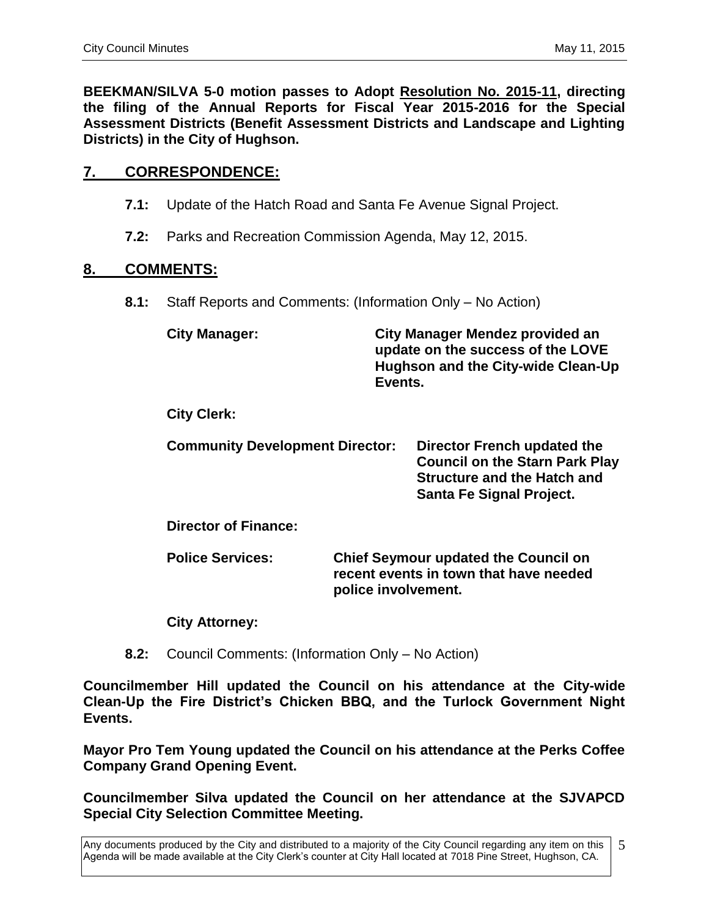**BEEKMAN/SILVA 5-0 motion passes to Adopt Resolution No. 2015-11, directing the filing of the Annual Reports for Fiscal Year 2015-2016 for the Special Assessment Districts (Benefit Assessment Districts and Landscape and Lighting Districts) in the City of Hughson.**

## 7. CORRESPONDENCE:

**7.1:** Update of the Hatch Road and Santa Fe Avenue Signal Project.

**7.2:** Parks and Recreation Commission Agenda, May 12, 2015.

## 8. COMMENTS:

**8.1:** Staff Reports and Comments: (Information Only – No Action)

**City Manager:** **City Manager Mendez provided an update on the success of the LOVE Hughson and the City-wide Clean-Up Events.**

**City Clerk:**

**Community Development Director:** **Director French updated the Council on the Starn Park Play Structure and the Hatch and Santa Fe Signal Project.**

**Director of Finance:**

**Police Services:** **Chief Seymour updated the Council on recent events in town that have needed police involvement.**

**City Attorney:**

**8.2:** Council Comments: (Information Only – No Action)

**Councilmember Hill updated the Council on his attendance at the City-wide Clean-Up the Fire District's Chicken BBQ, and the Turlock Government Night Events.**

**Mayor Pro Tem Young updated the Council on his attendance at the Perks Coffee Company Grand Opening Event.**

**Councilmember Silva updated the Council on her attendance at the SJVAPCD Special City Selection Committee Meeting.**

Any documents produced by the City and distributed to a majority of the City Council regarding any item on this Agenda will be made available at the City Clerk's counter at City Hall located at 7018 Pine Street, Hughson, CA.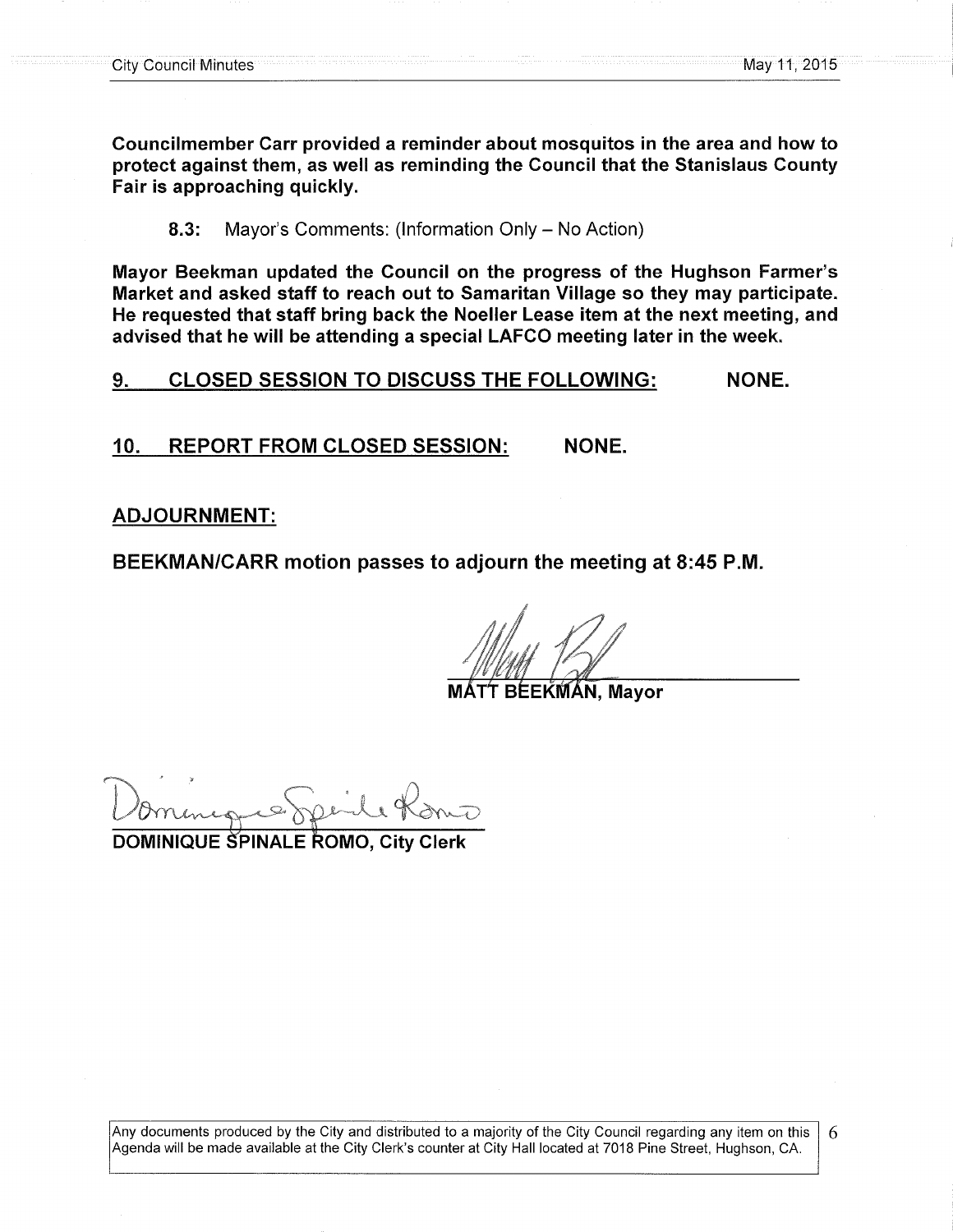**Councilmember Carr provided a reminder about mosquitos in the area and how to protect against them, as well as reminding the Council that the Stanislaus County Fair is approaching quickly.**

**8.3:** Mayor's Comments: (Information Only – No Action)

**Mayor Beekman updated the Council on the progress of the Hughson Farmer's Market and asked staff to reach out to Samaritan Village so they may participate. He requested that staff bring back the Noeller Lease item at the next meeting, and advised that he will be attending a special LAFCO meeting later in the week.**

## 9. CLOSED SESSION TO DISCUSS THE FOLLOWING: NONE.

## 10. REPORT FROM CLOSED SESSION: NONE.

## ADJOURNMENT:

**BEEKMAN/CARR motion passes to adjourn the meeting at 8:45 P.M.**

**MATT BEEKMAN, Mayor**

**DOMINIQUE SPINALE ROMO, City Clerk**

Any documents produced by the City and distributed to a majority of the City Council regarding any item on this Agenda will be made available at the City Clerk's counter at City Hall located at 7018 Pine Street, Hughson, CA.